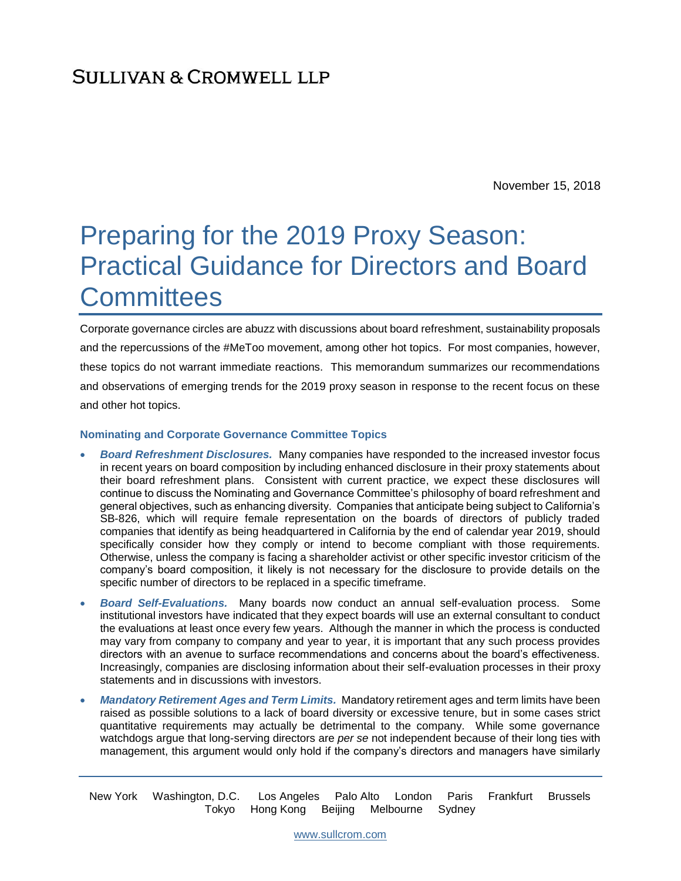SULLIVAN & CROMWELL LLP

November 15, 2018

# Preparing for the 2019 Proxy Season: Practical Guidance for Directors and Board Committees

Corporate governance circles are abuzz with discussions about board refreshment, sustainability proposals and the repercussions of the #MeToo movement, among other hot topics. For most companies, however, these topics do not warrant immediate reactions. This memorandum summarizes our recommendations and observations of emerging trends for the 2019 proxy season in response to the recent focus on these and other hot topics.

### Nominating and Corporate Governance Committee Topics

- ***Board Refreshment Disclosures.*** Many companies have responded to the increased investor focus in recent years on board composition by including enhanced disclosure in their proxy statements about their board refreshment plans. Consistent with current practice, we expect these disclosures will continue to discuss the Nominating and Governance Committee's philosophy of board refreshment and general objectives, such as enhancing diversity. Companies that anticipate being subject to California's SB-826, which will require female representation on the boards of directors of publicly traded companies that identify as being headquartered in California by the end of calendar year 2019, should specifically consider how they comply or intend to become compliant with those requirements. Otherwise, unless the company is facing a shareholder activist or other specific investor criticism of the company's board composition, it likely is not necessary for the disclosure to provide details on the specific number of directors to be replaced in a specific timeframe.
- ***Board Self-Evaluations.*** Many boards now conduct an annual self-evaluation process. Some institutional investors have indicated that they expect boards will use an external consultant to conduct the evaluations at least once every few years. Although the manner in which the process is conducted may vary from company to company and year to year, it is important that any such process provides directors with an avenue to surface recommendations and concerns about the board's effectiveness. Increasingly, companies are disclosing information about their self-evaluation processes in their proxy statements and in discussions with investors.
- ***Mandatory Retirement Ages and Term Limits.*** Mandatory retirement ages and term limits have been raised as possible solutions to a lack of board diversity or excessive tenure, but in some cases strict quantitative requirements may actually be detrimental to the company. While some governance watchdogs argue that long-serving directors are *per se* not independent because of their long ties with management, this argument would only hold if the company's directors and managers have similarly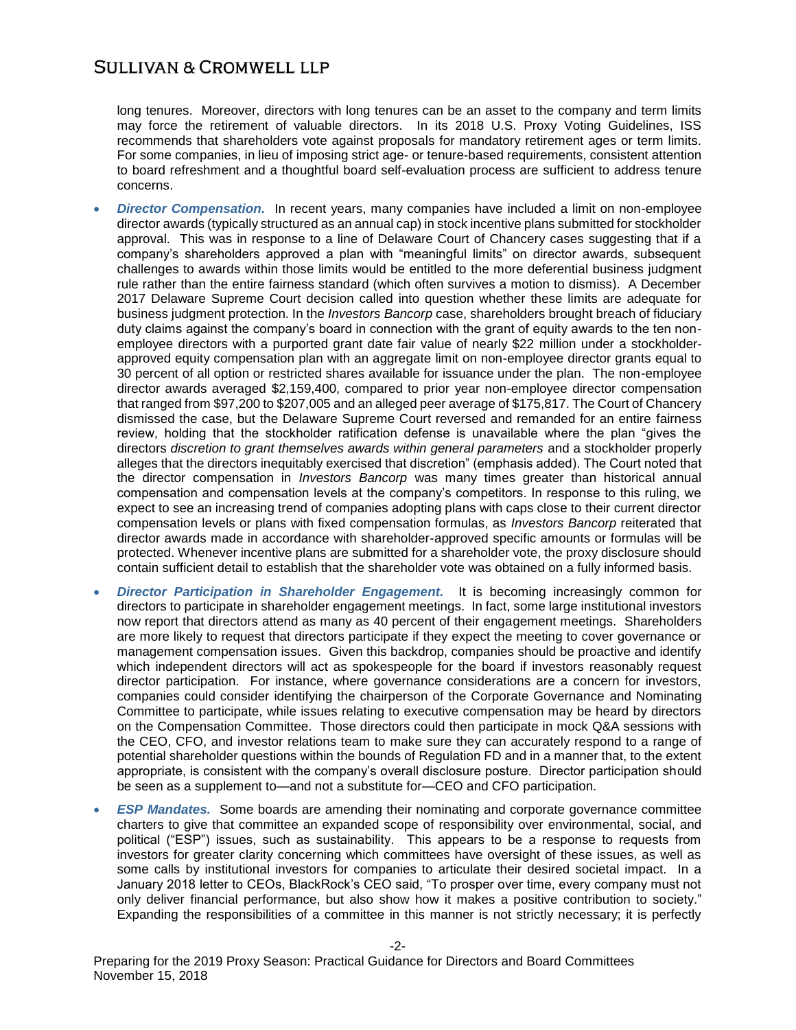long tenures. Moreover, directors with long tenures can be an asset to the company and term limits may force the retirement of valuable directors. In its 2018 U.S. Proxy Voting Guidelines, ISS recommends that shareholders vote against proposals for mandatory retirement ages or term limits. For some companies, in lieu of imposing strict age- or tenure-based requirements, consistent attention to board refreshment and a thoughtful board self-evaluation process are sufficient to address tenure concerns.

- ***Director Compensation.*** In recent years, many companies have included a limit on non-employee director awards (typically structured as an annual cap) in stock incentive plans submitted for stockholder approval. This was in response to a line of Delaware Court of Chancery cases suggesting that if a company's shareholders approved a plan with "meaningful limits" on director awards, subsequent challenges to awards within those limits would be entitled to the more deferential business judgment rule rather than the entire fairness standard (which often survives a motion to dismiss). A December 2017 Delaware Supreme Court decision called into question whether these limits are adequate for business judgment protection. In the *Investors Bancorp* case, shareholders brought breach of fiduciary duty claims against the company's board in connection with the grant of equity awards to the ten non-employee directors with a purported grant date fair value of nearly $22 million under a stockholder-approved equity compensation plan with an aggregate limit on non-employee director grants equal to 30 percent of all option or restricted shares available for issuance under the plan. The non-employee director awards averaged $2,159,400, compared to prior year non-employee director compensation that ranged from $97,200 to $207,005 and an alleged peer average of $175,817. The Court of Chancery dismissed the case, but the Delaware Supreme Court reversed and remanded for an entire fairness review, holding that the stockholder ratification defense is unavailable where the plan "gives the directors *discretion to grant themselves awards within general parameters* and a stockholder properly alleges that the directors inequitably exercised that discretion" (emphasis added). The Court noted that the director compensation in *Investors Bancorp* was many times greater than historical annual compensation and compensation levels at the company's competitors. In response to this ruling, we expect to see an increasing trend of companies adopting plans with caps close to their current director compensation levels or plans with fixed compensation formulas, as *Investors Bancorp* reiterated that director awards made in accordance with shareholder-approved specific amounts or formulas will be protected. Whenever incentive plans are submitted for a shareholder vote, the proxy disclosure should contain sufficient detail to establish that the shareholder vote was obtained on a fully informed basis.

- ***Director Participation in Shareholder Engagement.*** It is becoming increasingly common for directors to participate in shareholder engagement meetings. In fact, some large institutional investors now report that directors attend as many as 40 percent of their engagement meetings. Shareholders are more likely to request that directors participate if they expect the meeting to cover governance or management compensation issues. Given this backdrop, companies should be proactive and identify which independent directors will act as spokespeople for the board if investors reasonably request director participation. For instance, where governance considerations are a concern for investors, companies could consider identifying the chairperson of the Corporate Governance and Nominating Committee to participate, while issues relating to executive compensation may be heard by directors on the Compensation Committee. Those directors could then participate in mock Q&A sessions with the CEO, CFO, and investor relations team to make sure they can accurately respond to a range of potential shareholder questions within the bounds of Regulation FD and in a manner that, to the extent appropriate, is consistent with the company's overall disclosure posture. Director participation should be seen as a supplement to—and not a substitute for—CEO and CFO participation.

- ***ESP Mandates.*** Some boards are amending their nominating and corporate governance committee charters to give that committee an expanded scope of responsibility over environmental, social, and political ("ESP") issues, such as sustainability. This appears to be a response to requests from investors for greater clarity concerning which committees have oversight of these issues, as well as some calls by institutional investors for companies to articulate their desired societal impact. In a January 2018 letter to CEOs, BlackRock's CEO said, "To prosper over time, every company must not only deliver financial performance, but also show how it makes a positive contribution to society." Expanding the responsibilities of a committee in this manner is not strictly necessary; it is perfectly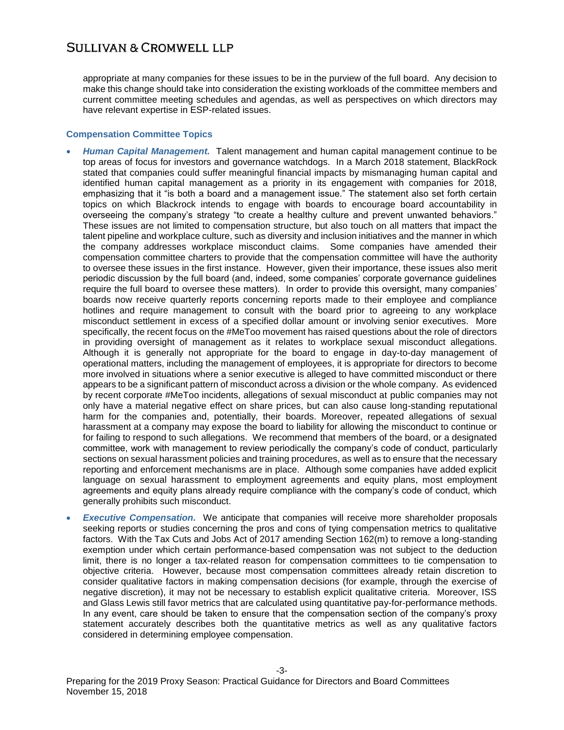appropriate at many companies for these issues to be in the purview of the full board. Any decision to make this change should take into consideration the existing workloads of the committee members and current committee meeting schedules and agendas, as well as perspectives on which directors may have relevant expertise in ESP-related issues.

### Compensation Committee Topics

- ***Human Capital Management.*** Talent management and human capital management continue to be top areas of focus for investors and governance watchdogs. In a March 2018 statement, BlackRock stated that companies could suffer meaningful financial impacts by mismanaging human capital and identified human capital management as a priority in its engagement with companies for 2018, emphasizing that it "is both a board and a management issue." The statement also set forth certain topics on which Blackrock intends to engage with boards to encourage board accountability in overseeing the company's strategy "to create a healthy culture and prevent unwanted behaviors." These issues are not limited to compensation structure, but also touch on all matters that impact the talent pipeline and workplace culture, such as diversity and inclusion initiatives and the manner in which the company addresses workplace misconduct claims. Some companies have amended their compensation committee charters to provide that the compensation committee will have the authority to oversee these issues in the first instance. However, given their importance, these issues also merit periodic discussion by the full board (and, indeed, some companies' corporate governance guidelines require the full board to oversee these matters). In order to provide this oversight, many companies' boards now receive quarterly reports concerning reports made to their employee and compliance hotlines and require management to consult with the board prior to agreeing to any workplace misconduct settlement in excess of a specified dollar amount or involving senior executives. More specifically, the recent focus on the #MeToo movement has raised questions about the role of directors in providing oversight of management as it relates to workplace sexual misconduct allegations. Although it is generally not appropriate for the board to engage in day-to-day management of operational matters, including the management of employees, it is appropriate for directors to become more involved in situations where a senior executive is alleged to have committed misconduct or there appears to be a significant pattern of misconduct across a division or the whole company. As evidenced by recent corporate #MeToo incidents, allegations of sexual misconduct at public companies may not only have a material negative effect on share prices, but can also cause long-standing reputational harm for the companies and, potentially, their boards. Moreover, repeated allegations of sexual harassment at a company may expose the board to liability for allowing the misconduct to continue or for failing to respond to such allegations. We recommend that members of the board, or a designated committee, work with management to review periodically the company's code of conduct, particularly sections on sexual harassment policies and training procedures, as well as to ensure that the necessary reporting and enforcement mechanisms are in place. Although some companies have added explicit language on sexual harassment to employment agreements and equity plans, most employment agreements and equity plans already require compliance with the company's code of conduct, which generally prohibits such misconduct.

- ***Executive Compensation.*** We anticipate that companies will receive more shareholder proposals seeking reports or studies concerning the pros and cons of tying compensation metrics to qualitative factors. With the Tax Cuts and Jobs Act of 2017 amending Section 162(m) to remove a long-standing exemption under which certain performance-based compensation was not subject to the deduction limit, there is no longer a tax-related reason for compensation committees to tie compensation to objective criteria. However, because most compensation committees already retain discretion to consider qualitative factors in making compensation decisions (for example, through the exercise of negative discretion), it may not be necessary to establish explicit qualitative criteria. Moreover, ISS and Glass Lewis still favor metrics that are calculated using quantitative pay-for-performance methods. In any event, care should be taken to ensure that the compensation section of the company's proxy statement accurately describes both the quantitative metrics as well as any qualitative factors considered in determining employee compensation.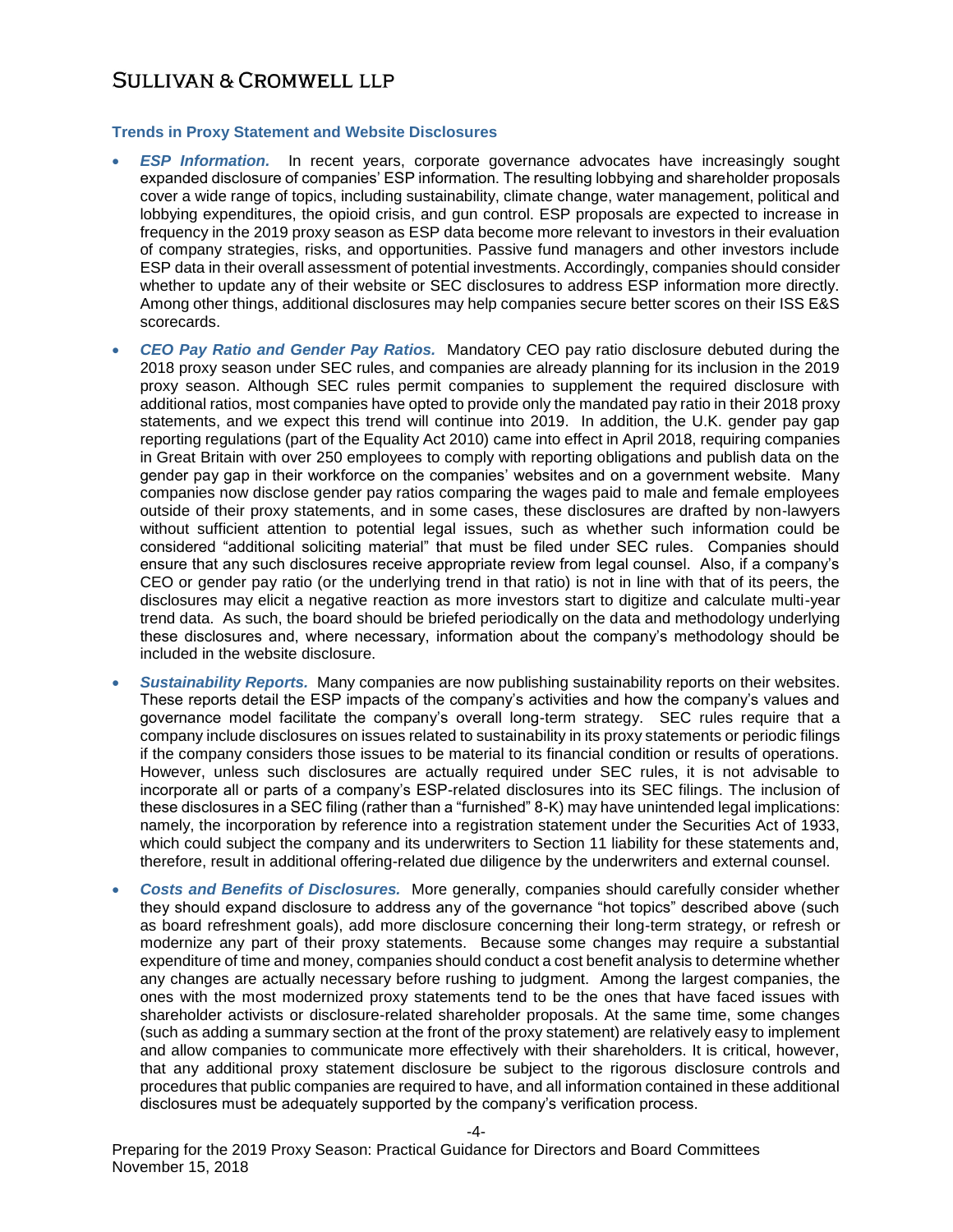### Trends in Proxy Statement and Website Disclosures

- ***ESP Information.*** In recent years, corporate governance advocates have increasingly sought expanded disclosure of companies' ESP information. The resulting lobbying and shareholder proposals cover a wide range of topics, including sustainability, climate change, water management, political and lobbying expenditures, the opioid crisis, and gun control. ESP proposals are expected to increase in frequency in the 2019 proxy season as ESP data become more relevant to investors in their evaluation of company strategies, risks, and opportunities. Passive fund managers and other investors include ESP data in their overall assessment of potential investments. Accordingly, companies should consider whether to update any of their website or SEC disclosures to address ESP information more directly. Among other things, additional disclosures may help companies secure better scores on their ISS E&S scorecards.
- ***CEO Pay Ratio and Gender Pay Ratios.*** Mandatory CEO pay ratio disclosure debuted during the 2018 proxy season under SEC rules, and companies are already planning for its inclusion in the 2019 proxy season. Although SEC rules permit companies to supplement the required disclosure with additional ratios, most companies have opted to provide only the mandated pay ratio in their 2018 proxy statements, and we expect this trend will continue into 2019. In addition, the U.K. gender pay gap reporting regulations (part of the Equality Act 2010) came into effect in April 2018, requiring companies in Great Britain with over 250 employees to comply with reporting obligations and publish data on the gender pay gap in their workforce on the companies' websites and on a government website. Many companies now disclose gender pay ratios comparing the wages paid to male and female employees outside of their proxy statements, and in some cases, these disclosures are drafted by non-lawyers without sufficient attention to potential legal issues, such as whether such information could be considered "additional soliciting material" that must be filed under SEC rules. Companies should ensure that any such disclosures receive appropriate review from legal counsel. Also, if a company's CEO or gender pay ratio (or the underlying trend in that ratio) is not in line with that of its peers, the disclosures may elicit a negative reaction as more investors start to digitize and calculate multi-year trend data. As such, the board should be briefed periodically on the data and methodology underlying these disclosures and, where necessary, information about the company's methodology should be included in the website disclosure.
- ***Sustainability Reports.*** Many companies are now publishing sustainability reports on their websites. These reports detail the ESP impacts of the company's activities and how the company's values and governance model facilitate the company's overall long-term strategy. SEC rules require that a company include disclosures on issues related to sustainability in its proxy statements or periodic filings if the company considers those issues to be material to its financial condition or results of operations. However, unless such disclosures are actually required under SEC rules, it is not advisable to incorporate all or parts of a company's ESP-related disclosures into its SEC filings. The inclusion of these disclosures in a SEC filing (rather than a "furnished" 8-K) may have unintended legal implications: namely, the incorporation by reference into a registration statement under the Securities Act of 1933, which could subject the company and its underwriters to Section 11 liability for these statements and, therefore, result in additional offering-related due diligence by the underwriters and external counsel.
- ***Costs and Benefits of Disclosures.*** More generally, companies should carefully consider whether they should expand disclosure to address any of the governance "hot topics" described above (such as board refreshment goals), add more disclosure concerning their long-term strategy, or refresh or modernize any part of their proxy statements. Because some changes may require a substantial expenditure of time and money, companies should conduct a cost benefit analysis to determine whether any changes are actually necessary before rushing to judgment. Among the largest companies, the ones with the most modernized proxy statements tend to be the ones that have faced issues with shareholder activists or disclosure-related shareholder proposals. At the same time, some changes (such as adding a summary section at the front of the proxy statement) are relatively easy to implement and allow companies to communicate more effectively with their shareholders. It is critical, however, that any additional proxy statement disclosure be subject to the rigorous disclosure controls and procedures that public companies are required to have, and all information contained in these additional disclosures must be adequately supported by the company's verification process.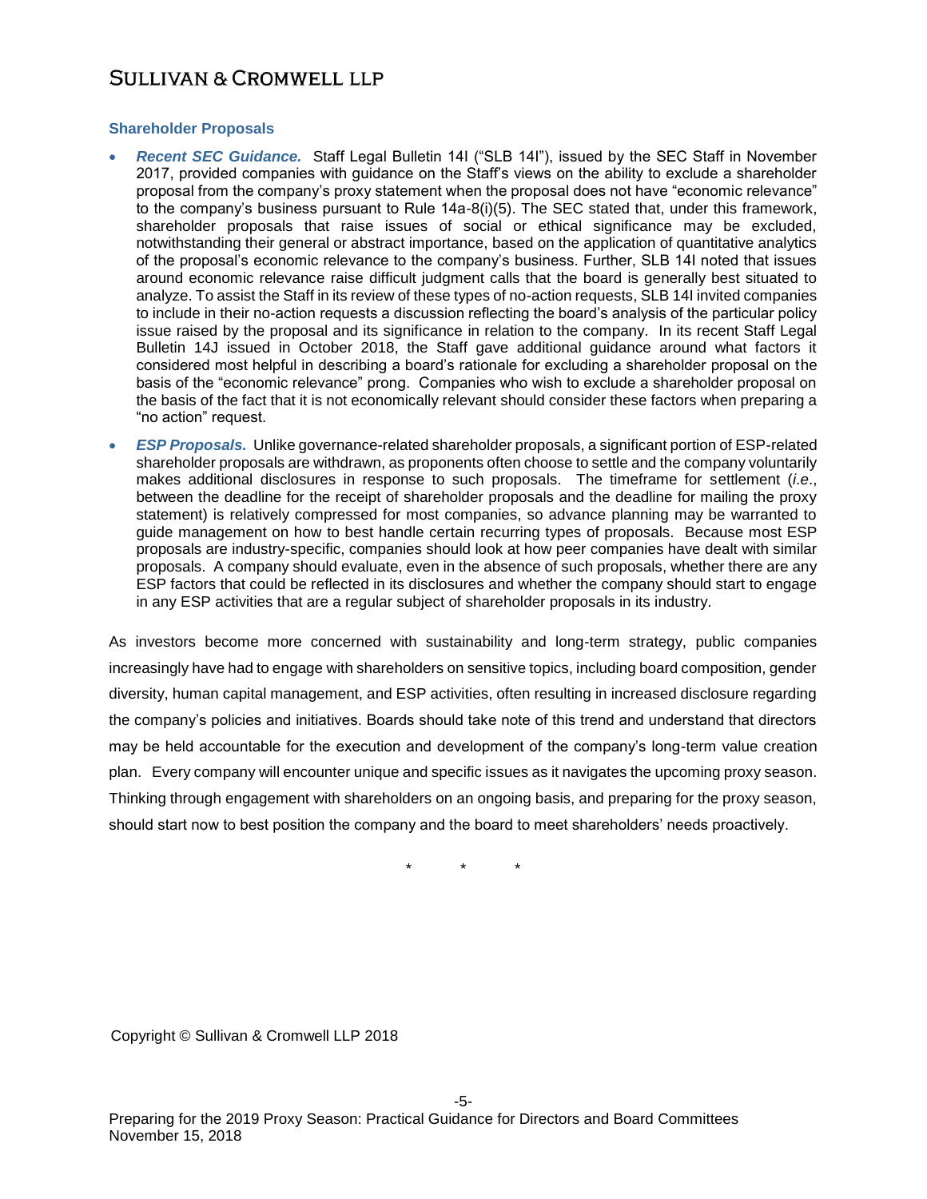### Shareholder Proposals

- ***Recent SEC Guidance.*** Staff Legal Bulletin 14I ("SLB 14I"), issued by the SEC Staff in November 2017, provided companies with guidance on the Staff's views on the ability to exclude a shareholder proposal from the company's proxy statement when the proposal does not have "economic relevance" to the company's business pursuant to Rule 14a-8(i)(5). The SEC stated that, under this framework, shareholder proposals that raise issues of social or ethical significance may be excluded, notwithstanding their general or abstract importance, based on the application of quantitative analytics of the proposal's economic relevance to the company's business. Further, SLB 14I noted that issues around economic relevance raise difficult judgment calls that the board is generally best situated to analyze. To assist the Staff in its review of these types of no-action requests, SLB 14I invited companies to include in their no-action requests a discussion reflecting the board's analysis of the particular policy issue raised by the proposal and its significance in relation to the company. In its recent Staff Legal Bulletin 14J issued in October 2018, the Staff gave additional guidance around what factors it considered most helpful in describing a board's rationale for excluding a shareholder proposal on the basis of the "economic relevance" prong. Companies who wish to exclude a shareholder proposal on the basis of the fact that it is not economically relevant should consider these factors when preparing a "no action" request.
- ***ESP Proposals.*** Unlike governance-related shareholder proposals, a significant portion of ESP-related shareholder proposals are withdrawn, as proponents often choose to settle and the company voluntarily makes additional disclosures in response to such proposals. The timeframe for settlement (*i.e.*, between the deadline for the receipt of shareholder proposals and the deadline for mailing the proxy statement) is relatively compressed for most companies, so advance planning may be warranted to guide management on how to best handle certain recurring types of proposals. Because most ESP proposals are industry-specific, companies should look at how peer companies have dealt with similar proposals. A company should evaluate, even in the absence of such proposals, whether there are any ESP factors that could be reflected in its disclosures and whether the company should start to engage in any ESP activities that are a regular subject of shareholder proposals in its industry.

As investors become more concerned with sustainability and long-term strategy, public companies increasingly have had to engage with shareholders on sensitive topics, including board composition, gender diversity, human capital management, and ESP activities, often resulting in increased disclosure regarding the company's policies and initiatives. Boards should take note of this trend and understand that directors may be held accountable for the execution and development of the company's long-term value creation plan. Every company will encounter unique and specific issues as it navigates the upcoming proxy season. Thinking through engagement with shareholders on an ongoing basis, and preparing for the proxy season, should start now to best position the company and the board to meet shareholders' needs proactively.

\* \* \*

Copyright © Sullivan & Cromwell LLP 2018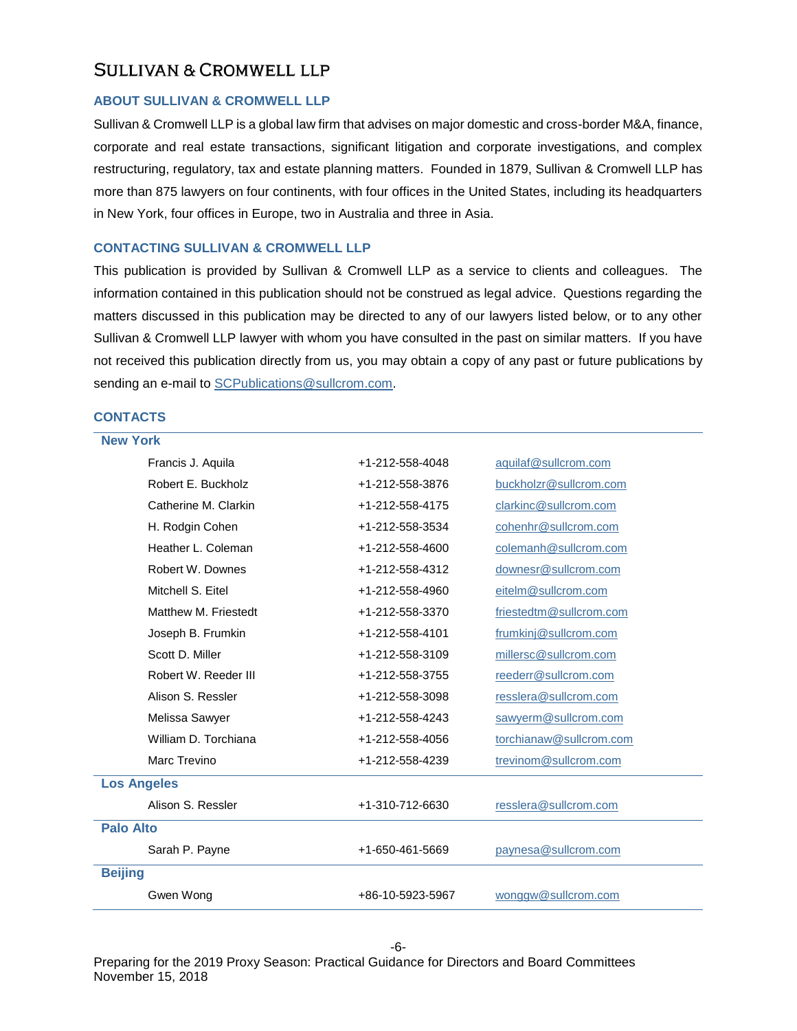# SULLIVAN & CROMWELL LLP

## ABOUT SULLIVAN & CROMWELL LLP

Sullivan & Cromwell LLP is a global law firm that advises on major domestic and cross-border M&A, finance, corporate and real estate transactions, significant litigation and corporate investigations, and complex restructuring, regulatory, tax and estate planning matters. Founded in 1879, Sullivan & Cromwell LLP has more than 875 lawyers on four continents, with four offices in the United States, including its headquarters in New York, four offices in Europe, two in Australia and three in Asia.

## CONTACTING SULLIVAN & CROMWELL LLP

This publication is provided by Sullivan & Cromwell LLP as a service to clients and colleagues. The information contained in this publication should not be construed as legal advice. Questions regarding the matters discussed in this publication may be directed to any of our lawyers listed below, or to any other Sullivan & Cromwell LLP lawyer with whom you have consulted in the past on similar matters. If you have not received this publication directly from us, you may obtain a copy of any past or future publications by sending an e-mail to SCPublications@sullcrom.com.

## CONTACTS

| **New York** | | |
|---|---|---|
| Francis J. Aquila | +1-212-558-4048 | aquilaf@sullcrom.com |
| Robert E. Buckholz | +1-212-558-3876 | buckholzr@sullcrom.com |
| Catherine M. Clarkin | +1-212-558-4175 | clarkinc@sullcrom.com |
| H. Rodgin Cohen | +1-212-558-3534 | cohenhr@sullcrom.com |
| Heather L. Coleman | +1-212-558-4600 | colemanh@sullcrom.com |
| Robert W. Downes | +1-212-558-4312 | downesr@sullcrom.com |
| Mitchell S. Eitel | +1-212-558-4960 | eitelm@sullcrom.com |
| Matthew M. Friestedt | +1-212-558-3370 | friestedtm@sullcrom.com |
| Joseph B. Frumkin | +1-212-558-4101 | frumkinj@sullcrom.com |
| Scott D. Miller | +1-212-558-3109 | millersc@sullcrom.com |
| Robert W. Reeder III | +1-212-558-3755 | reederr@sullcrom.com |
| Alison S. Ressler | +1-212-558-3098 | resslera@sullcrom.com |
| Melissa Sawyer | +1-212-558-4243 | sawyerm@sullcrom.com |
| William D. Torchiana | +1-212-558-4056 | torchianaw@sullcrom.com |
| Marc Trevino | +1-212-558-4239 | trevinom@sullcrom.com |
| **Los Angeles** | | |
| Alison S. Ressler | +1-310-712-6630 | resslera@sullcrom.com |
| **Palo Alto** | | |
| Sarah P. Payne | +1-650-461-5669 | paynesa@sullcrom.com |
| **Beijing** | | |
| Gwen Wong | +86-10-5923-5967 | wonggw@sullcrom.com |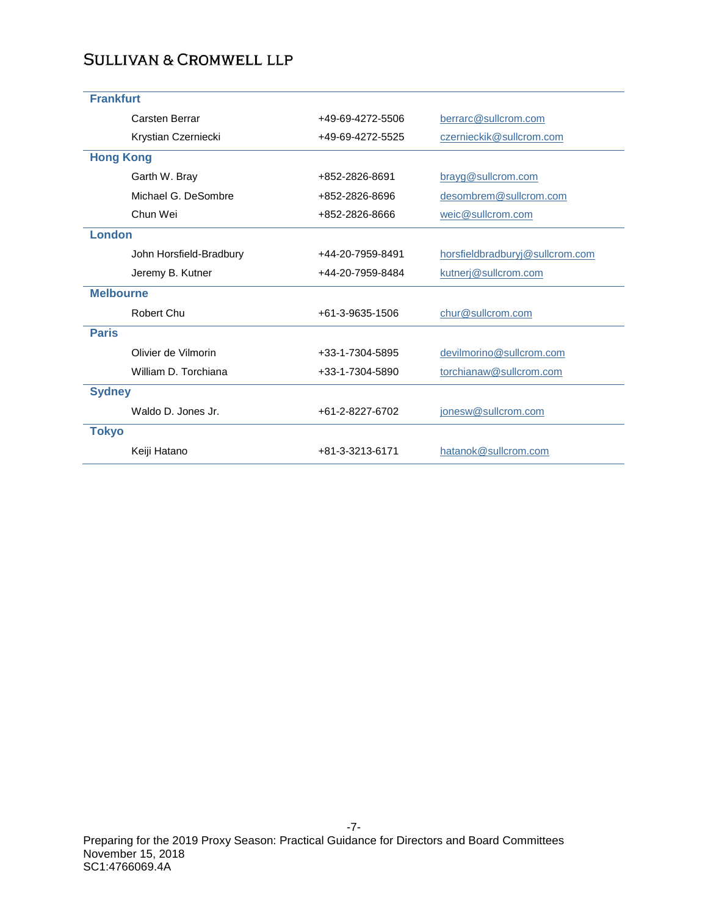| | | |
|---|---|---|
| **Frankfurt** | | |
| Carsten Berrar | +49-69-4272-5506 | berrarc@sullcrom.com |
| Krystian Czerniecki | +49-69-4272-5525 | czernieckik@sullcrom.com |
| **Hong Kong** | | |
| Garth W. Bray | +852-2826-8691 | brayg@sullcrom.com |
| Michael G. DeSombre | +852-2826-8696 | desombrem@sullcrom.com |
| Chun Wei | +852-2826-8666 | weic@sullcrom.com |
| **London** | | |
| John Horsfield-Bradbury | +44-20-7959-8491 | horsfieldbradburyj@sullcrom.com |
| Jeremy B. Kutner | +44-20-7959-8484 | kutnerj@sullcrom.com |
| **Melbourne** | | |
| Robert Chu | +61-3-9635-1506 | chur@sullcrom.com |
| **Paris** | | |
| Olivier de Vilmorin | +33-1-7304-5895 | devilmorino@sullcrom.com |
| William D. Torchiana | +33-1-7304-5890 | torchianaw@sullcrom.com |
| **Sydney** | | |
| Waldo D. Jones Jr. | +61-2-8227-6702 | jonesw@sullcrom.com |
| **Tokyo** | | |
| Keiji Hatano | +81-3-3213-6171 | hatanok@sullcrom.com |

SC1:4766069.4A